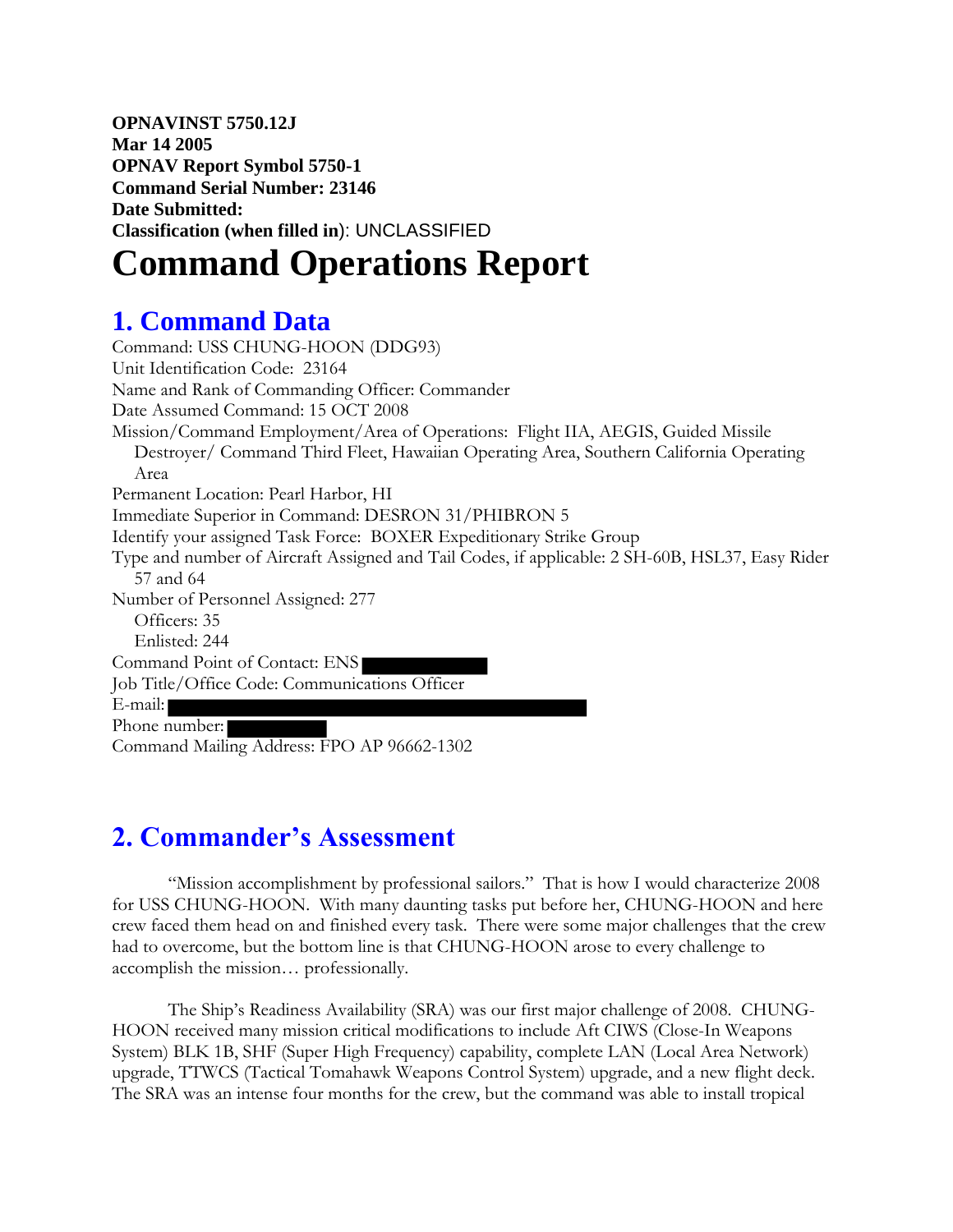**OPNAVINST 5750.12J**
**Mar 14 2005**
**OPNAV Report Symbol 5750-1**
**Command Serial Number: 23146**
**Date Submitted:**
**Classification (when filled in)**: UNCLASSIFIED

# Command Operations Report

## 1. Command Data

Command: USS CHUNG-HOON (DDG93)
Unit Identification Code: 23164
Name and Rank of Commanding Officer: Commander
Date Assumed Command: 15 OCT 2008
Mission/Command Employment/Area of Operations: Flight IIA, AEGIS, Guided Missile Destroyer/ Command Third Fleet, Hawaiian Operating Area, Southern California Operating Area
Permanent Location: Pearl Harbor, HI
Immediate Superior in Command: DESRON 31/PHIBRON 5
Identify your assigned Task Force: BOXER Expeditionary Strike Group
Type and number of Aircraft Assigned and Tail Codes, if applicable: 2 SH-60B, HSL37, Easy Rider 57 and 64
Number of Personnel Assigned: 277
 Officers: 35
 Enlisted: 244
Command Point of Contact: ENS
Job Title/Office Code: Communications Officer
E-mail:
Phone number:
Command Mailing Address: FPO AP 96662-1302

## 2. Commander's Assessment

"Mission accomplishment by professional sailors." That is how I would characterize 2008 for USS CHUNG-HOON. With many daunting tasks put before her, CHUNG-HOON and here crew faced them head on and finished every task. There were some major challenges that the crew had to overcome, but the bottom line is that CHUNG-HOON arose to every challenge to accomplish the mission… professionally.

The Ship's Readiness Availability (SRA) was our first major challenge of 2008. CHUNG-HOON received many mission critical modifications to include Aft CIWS (Close-In Weapons System) BLK 1B, SHF (Super High Frequency) capability, complete LAN (Local Area Network) upgrade, TTWCS (Tactical Tomahawk Weapons Control System) upgrade, and a new flight deck. The SRA was an intense four months for the crew, but the command was able to install tropical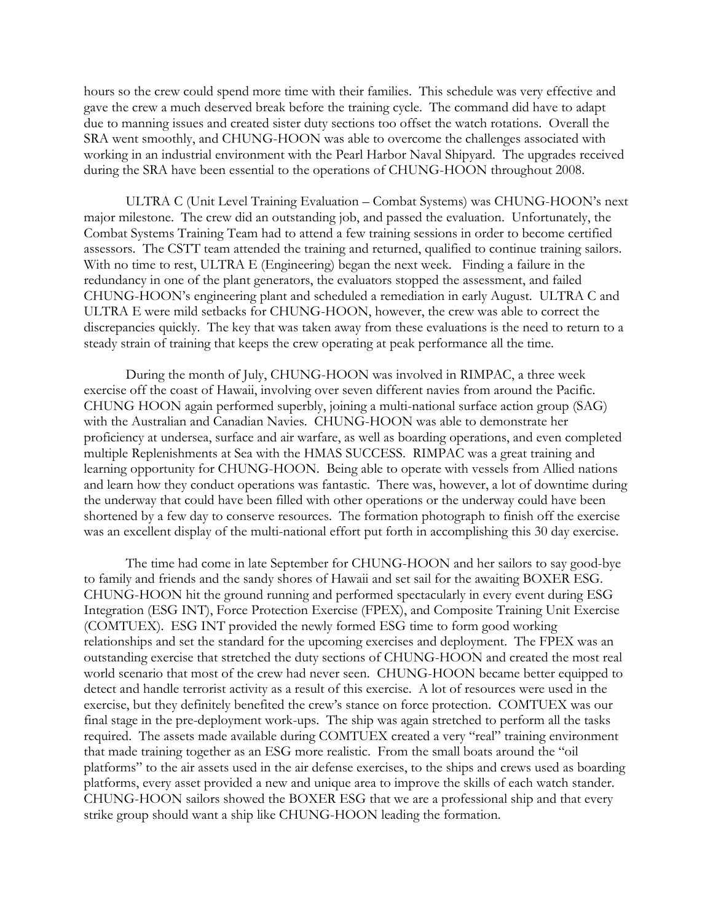hours so the crew could spend more time with their families. This schedule was very effective and gave the crew a much deserved break before the training cycle. The command did have to adapt due to manning issues and created sister duty sections too offset the watch rotations. Overall the SRA went smoothly, and CHUNG-HOON was able to overcome the challenges associated with working in an industrial environment with the Pearl Harbor Naval Shipyard. The upgrades received during the SRA have been essential to the operations of CHUNG-HOON throughout 2008.

ULTRA C (Unit Level Training Evaluation – Combat Systems) was CHUNG-HOON's next major milestone. The crew did an outstanding job, and passed the evaluation. Unfortunately, the Combat Systems Training Team had to attend a few training sessions in order to become certified assessors. The CSTT team attended the training and returned, qualified to continue training sailors. With no time to rest, ULTRA E (Engineering) began the next week. Finding a failure in the redundancy in one of the plant generators, the evaluators stopped the assessment, and failed CHUNG-HOON's engineering plant and scheduled a remediation in early August. ULTRA C and ULTRA E were mild setbacks for CHUNG-HOON, however, the crew was able to correct the discrepancies quickly. The key that was taken away from these evaluations is the need to return to a steady strain of training that keeps the crew operating at peak performance all the time.

During the month of July, CHUNG-HOON was involved in RIMPAC, a three week exercise off the coast of Hawaii, involving over seven different navies from around the Pacific. CHUNG HOON again performed superbly, joining a multi-national surface action group (SAG) with the Australian and Canadian Navies. CHUNG-HOON was able to demonstrate her proficiency at undersea, surface and air warfare, as well as boarding operations, and even completed multiple Replenishments at Sea with the HMAS SUCCESS. RIMPAC was a great training and learning opportunity for CHUNG-HOON. Being able to operate with vessels from Allied nations and learn how they conduct operations was fantastic. There was, however, a lot of downtime during the underway that could have been filled with other operations or the underway could have been shortened by a few day to conserve resources. The formation photograph to finish off the exercise was an excellent display of the multi-national effort put forth in accomplishing this 30 day exercise.

The time had come in late September for CHUNG-HOON and her sailors to say good-bye to family and friends and the sandy shores of Hawaii and set sail for the awaiting BOXER ESG. CHUNG-HOON hit the ground running and performed spectacularly in every event during ESG Integration (ESG INT), Force Protection Exercise (FPEX), and Composite Training Unit Exercise (COMTUEX). ESG INT provided the newly formed ESG time to form good working relationships and set the standard for the upcoming exercises and deployment. The FPEX was an outstanding exercise that stretched the duty sections of CHUNG-HOON and created the most real world scenario that most of the crew had never seen. CHUNG-HOON became better equipped to detect and handle terrorist activity as a result of this exercise. A lot of resources were used in the exercise, but they definitely benefited the crew's stance on force protection. COMTUEX was our final stage in the pre-deployment work-ups. The ship was again stretched to perform all the tasks required. The assets made available during COMTUEX created a very "real" training environment that made training together as an ESG more realistic. From the small boats around the "oil platforms" to the air assets used in the air defense exercises, to the ships and crews used as boarding platforms, every asset provided a new and unique area to improve the skills of each watch stander. CHUNG-HOON sailors showed the BOXER ESG that we are a professional ship and that every strike group should want a ship like CHUNG-HOON leading the formation.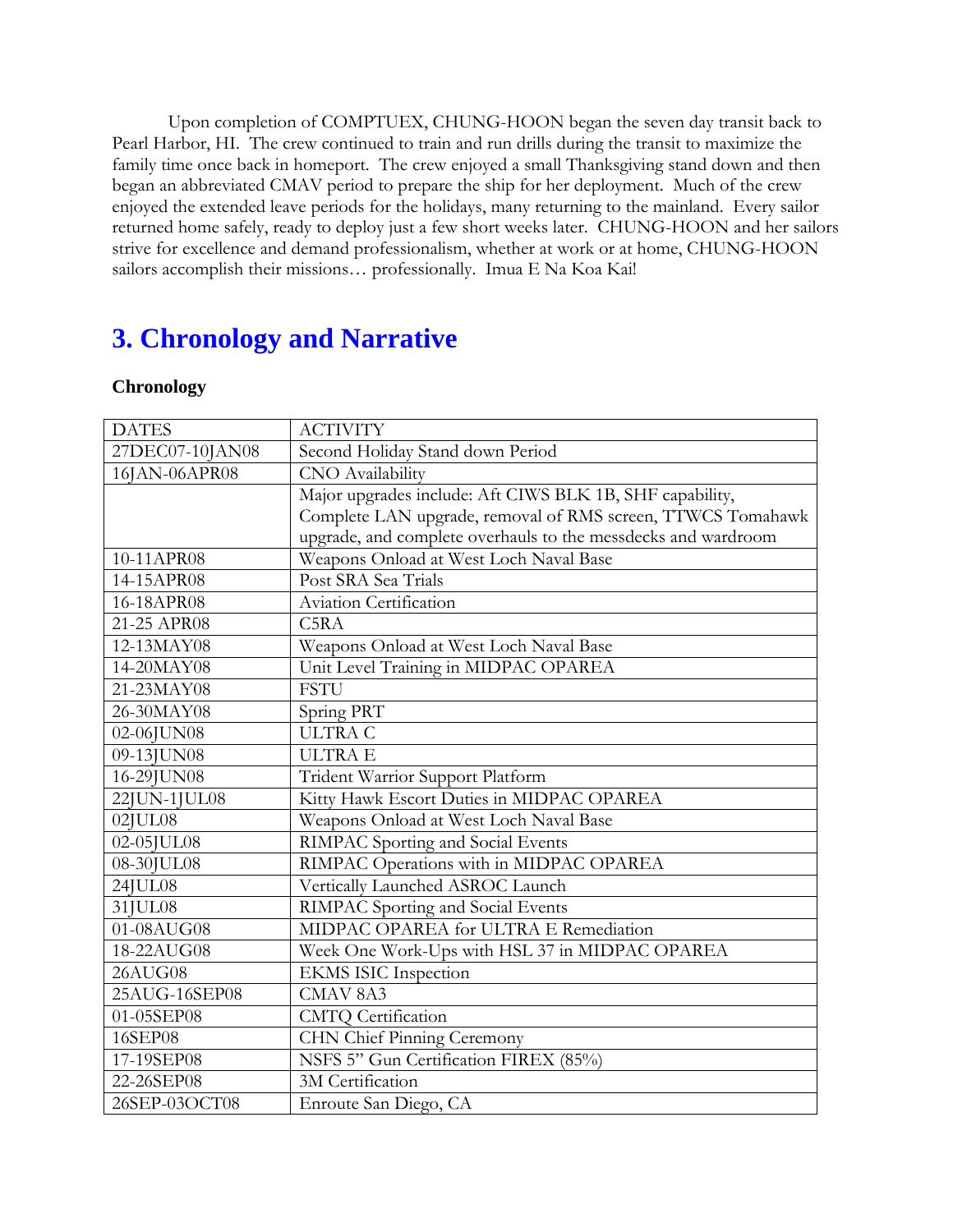Upon completion of COMPTUEX, CHUNG-HOON began the seven day transit back to Pearl Harbor, HI. The crew continued to train and run drills during the transit to maximize the family time once back in homeport. The crew enjoyed a small Thanksgiving stand down and then began an abbreviated CMAV period to prepare the ship for her deployment. Much of the crew enjoyed the extended leave periods for the holidays, many returning to the mainland. Every sailor returned home safely, ready to deploy just a few short weeks later. CHUNG-HOON and her sailors strive for excellence and demand professionalism, whether at work or at home, CHUNG-HOON sailors accomplish their missions… professionally. Imua E Na Koa Kai!

# 3. Chronology and Narrative

**Chronology**

| DATES | ACTIVITY |
|---|---|
| 27DEC07-10JAN08 | Second Holiday Stand down Period |
| 16JAN-06APR08 | CNO Availability |
| | Major upgrades include: Aft CIWS BLK 1B, SHF capability, Complete LAN upgrade, removal of RMS screen, TTWCS Tomahawk upgrade, and complete overhauls to the messdecks and wardroom |
| 10-11APR08 | Weapons Onload at West Loch Naval Base |
| 14-15APR08 | Post SRA Sea Trials |
| 16-18APR08 | Aviation Certification |
| 21-25 APR08 | C5RA |
| 12-13MAY08 | Weapons Onload at West Loch Naval Base |
| 14-20MAY08 | Unit Level Training in MIDPAC OPAREA |
| 21-23MAY08 | FSTU |
| 26-30MAY08 | Spring PRT |
| 02-06JUN08 | ULTRA C |
| 09-13JUN08 | ULTRA E |
| 16-29JUN08 | Trident Warrior Support Platform |
| 22JUN-1JUL08 | Kitty Hawk Escort Duties in MIDPAC OPAREA |
| 02JUL08 | Weapons Onload at West Loch Naval Base |
| 02-05JUL08 | RIMPAC Sporting and Social Events |
| 08-30JUL08 | RIMPAC Operations with in MIDPAC OPAREA |
| 24JUL08 | Vertically Launched ASROC Launch |
| 31JUL08 | RIMPAC Sporting and Social Events |
| 01-08AUG08 | MIDPAC OPAREA for ULTRA E Remediation |
| 18-22AUG08 | Week One Work-Ups with HSL 37 in MIDPAC OPAREA |
| 26AUG08 | EKMS ISIC Inspection |
| 25AUG-16SEP08 | CMAV 8A3 |
| 01-05SEP08 | CMTQ Certification |
| 16SEP08 | CHN Chief Pinning Ceremony |
| 17-19SEP08 | NSFS 5" Gun Certification FIREX (85%) |
| 22-26SEP08 | 3M Certification |
| 26SEP-03OCT08 | Enroute San Diego, CA |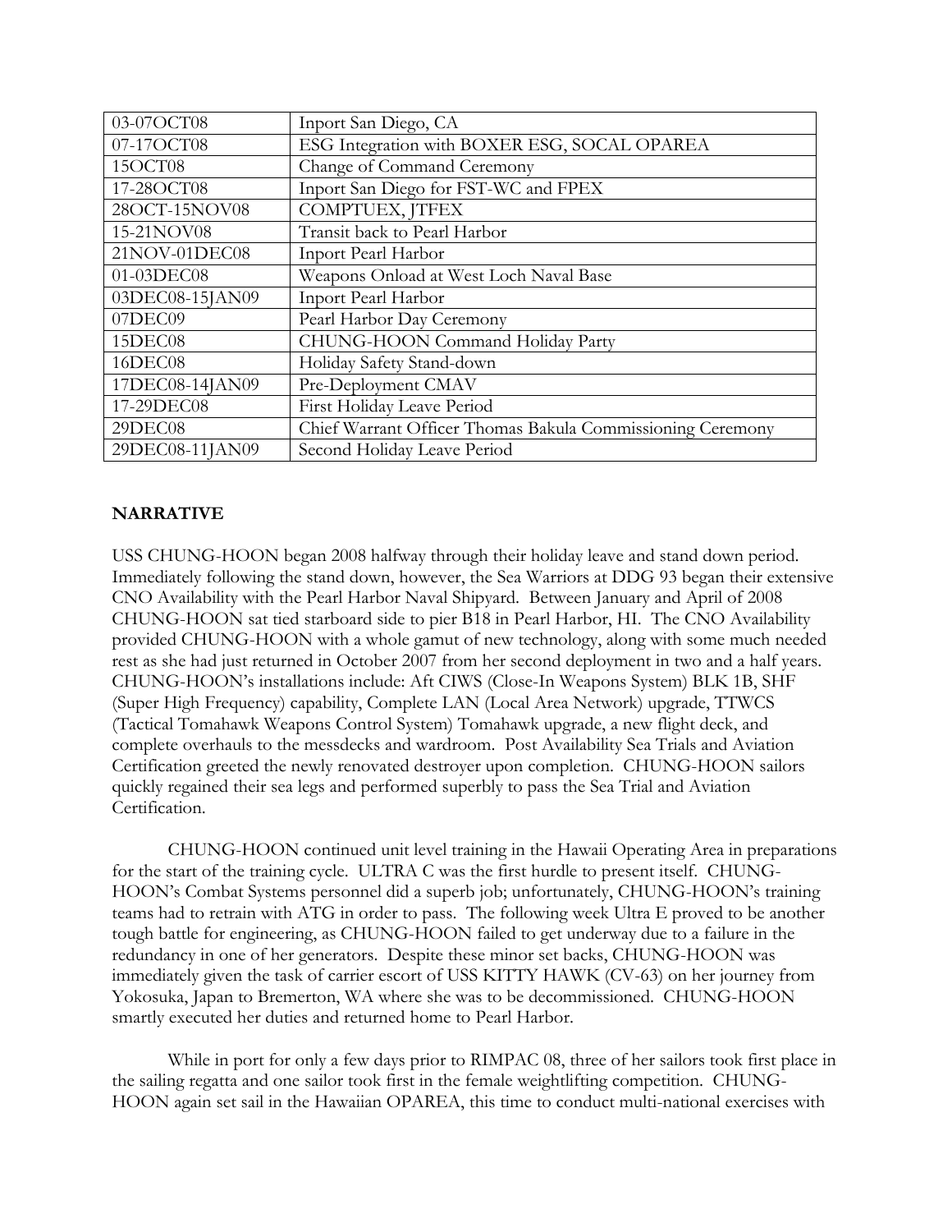| | |
|---|---|
| 03-07OCT08 | Inport San Diego, CA |
| 07-17OCT08 | ESG Integration with BOXER ESG, SOCAL OPAREA |
| 15OCT08 | Change of Command Ceremony |
| 17-28OCT08 | Inport San Diego for FST-WC and FPEX |
| 28OCT-15NOV08 | COMPTUEX, JTFEX |
| 15-21NOV08 | Transit back to Pearl Harbor |
| 21NOV-01DEC08 | Inport Pearl Harbor |
| 01-03DEC08 | Weapons Onload at West Loch Naval Base |
| 03DEC08-15JAN09 | Inport Pearl Harbor |
| 07DEC09 | Pearl Harbor Day Ceremony |
| 15DEC08 | CHUNG-HOON Command Holiday Party |
| 16DEC08 | Holiday Safety Stand-down |
| 17DEC08-14JAN09 | Pre-Deployment CMAV |
| 17-29DEC08 | First Holiday Leave Period |
| 29DEC08 | Chief Warrant Officer Thomas Bakula Commissioning Ceremony |
| 29DEC08-11JAN09 | Second Holiday Leave Period |

**NARRATIVE**

USS CHUNG-HOON began 2008 halfway through their holiday leave and stand down period. Immediately following the stand down, however, the Sea Warriors at DDG 93 began their extensive CNO Availability with the Pearl Harbor Naval Shipyard. Between January and April of 2008 CHUNG-HOON sat tied starboard side to pier B18 in Pearl Harbor, HI. The CNO Availability provided CHUNG-HOON with a whole gamut of new technology, along with some much needed rest as she had just returned in October 2007 from her second deployment in two and a half years. CHUNG-HOON's installations include: Aft CIWS (Close-In Weapons System) BLK 1B, SHF (Super High Frequency) capability, Complete LAN (Local Area Network) upgrade, TTWCS (Tactical Tomahawk Weapons Control System) Tomahawk upgrade, a new flight deck, and complete overhauls to the messdecks and wardroom. Post Availability Sea Trials and Aviation Certification greeted the newly renovated destroyer upon completion. CHUNG-HOON sailors quickly regained their sea legs and performed superbly to pass the Sea Trial and Aviation Certification.

CHUNG-HOON continued unit level training in the Hawaii Operating Area in preparations for the start of the training cycle. ULTRA C was the first hurdle to present itself. CHUNG-HOON's Combat Systems personnel did a superb job; unfortunately, CHUNG-HOON's training teams had to retrain with ATG in order to pass. The following week Ultra E proved to be another tough battle for engineering, as CHUNG-HOON failed to get underway due to a failure in the redundancy in one of her generators. Despite these minor set backs, CHUNG-HOON was immediately given the task of carrier escort of USS KITTY HAWK (CV-63) on her journey from Yokosuka, Japan to Bremerton, WA where she was to be decommissioned. CHUNG-HOON smartly executed her duties and returned home to Pearl Harbor.

While in port for only a few days prior to RIMPAC 08, three of her sailors took first place in the sailing regatta and one sailor took first in the female weightlifting competition. CHUNG-HOON again set sail in the Hawaiian OPAREA, this time to conduct multi-national exercises with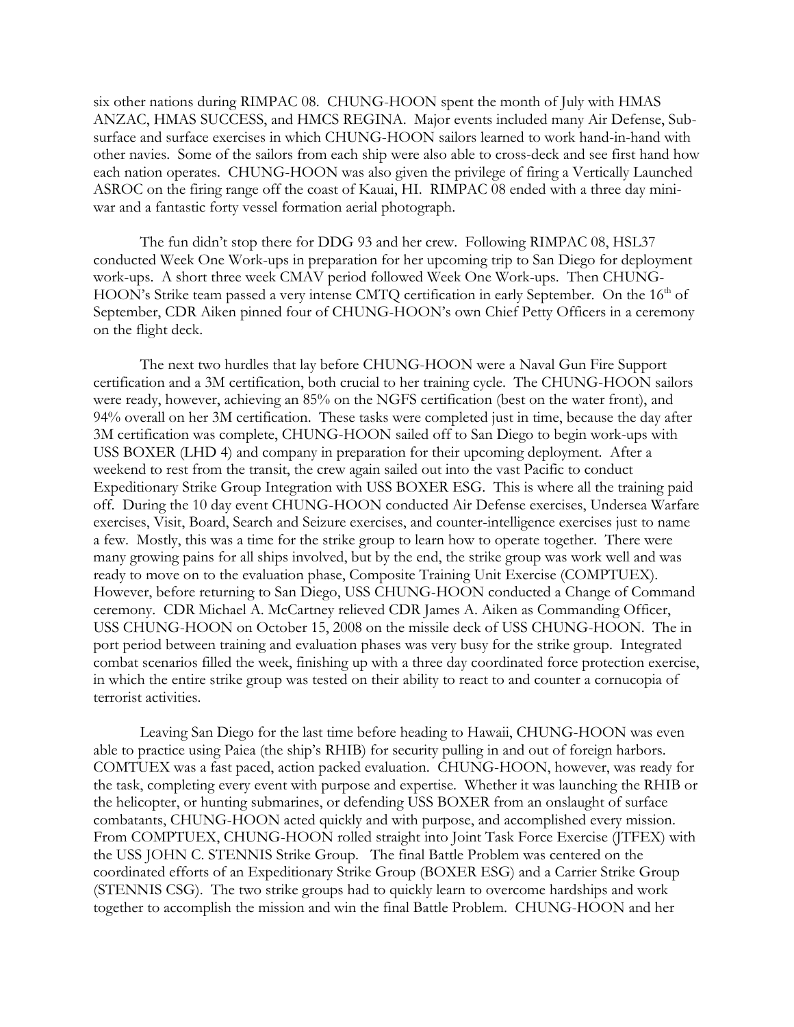six other nations during RIMPAC 08. CHUNG-HOON spent the month of July with HMAS ANZAC, HMAS SUCCESS, and HMCS REGINA. Major events included many Air Defense, Sub-surface and surface exercises in which CHUNG-HOON sailors learned to work hand-in-hand with other navies. Some of the sailors from each ship were also able to cross-deck and see first hand how each nation operates. CHUNG-HOON was also given the privilege of firing a Vertically Launched ASROC on the firing range off the coast of Kauai, HI. RIMPAC 08 ended with a three day mini-war and a fantastic forty vessel formation aerial photograph.

The fun didn't stop there for DDG 93 and her crew. Following RIMPAC 08, HSL37 conducted Week One Work-ups in preparation for her upcoming trip to San Diego for deployment work-ups. A short three week CMAV period followed Week One Work-ups. Then CHUNG-HOON's Strike team passed a very intense CMTQ certification in early September. On the 16th of September, CDR Aiken pinned four of CHUNG-HOON's own Chief Petty Officers in a ceremony on the flight deck.

The next two hurdles that lay before CHUNG-HOON were a Naval Gun Fire Support certification and a 3M certification, both crucial to her training cycle. The CHUNG-HOON sailors were ready, however, achieving an 85% on the NGFS certification (best on the water front), and 94% overall on her 3M certification. These tasks were completed just in time, because the day after 3M certification was complete, CHUNG-HOON sailed off to San Diego to begin work-ups with USS BOXER (LHD 4) and company in preparation for their upcoming deployment. After a weekend to rest from the transit, the crew again sailed out into the vast Pacific to conduct Expeditionary Strike Group Integration with USS BOXER ESG. This is where all the training paid off. During the 10 day event CHUNG-HOON conducted Air Defense exercises, Undersea Warfare exercises, Visit, Board, Search and Seizure exercises, and counter-intelligence exercises just to name a few. Mostly, this was a time for the strike group to learn how to operate together. There were many growing pains for all ships involved, but by the end, the strike group was work well and was ready to move on to the evaluation phase, Composite Training Unit Exercise (COMPTUEX). However, before returning to San Diego, USS CHUNG-HOON conducted a Change of Command ceremony. CDR Michael A. McCartney relieved CDR James A. Aiken as Commanding Officer, USS CHUNG-HOON on October 15, 2008 on the missile deck of USS CHUNG-HOON. The in port period between training and evaluation phases was very busy for the strike group. Integrated combat scenarios filled the week, finishing up with a three day coordinated force protection exercise, in which the entire strike group was tested on their ability to react to and counter a cornucopia of terrorist activities.

Leaving San Diego for the last time before heading to Hawaii, CHUNG-HOON was even able to practice using Paiea (the ship's RHIB) for security pulling in and out of foreign harbors. COMTUEX was a fast paced, action packed evaluation. CHUNG-HOON, however, was ready for the task, completing every event with purpose and expertise. Whether it was launching the RHIB or the helicopter, or hunting submarines, or defending USS BOXER from an onslaught of surface combatants, CHUNG-HOON acted quickly and with purpose, and accomplished every mission. From COMPTUEX, CHUNG-HOON rolled straight into Joint Task Force Exercise (JTFEX) with the USS JOHN C. STENNIS Strike Group. The final Battle Problem was centered on the coordinated efforts of an Expeditionary Strike Group (BOXER ESG) and a Carrier Strike Group (STENNIS CSG). The two strike groups had to quickly learn to overcome hardships and work together to accomplish the mission and win the final Battle Problem. CHUNG-HOON and her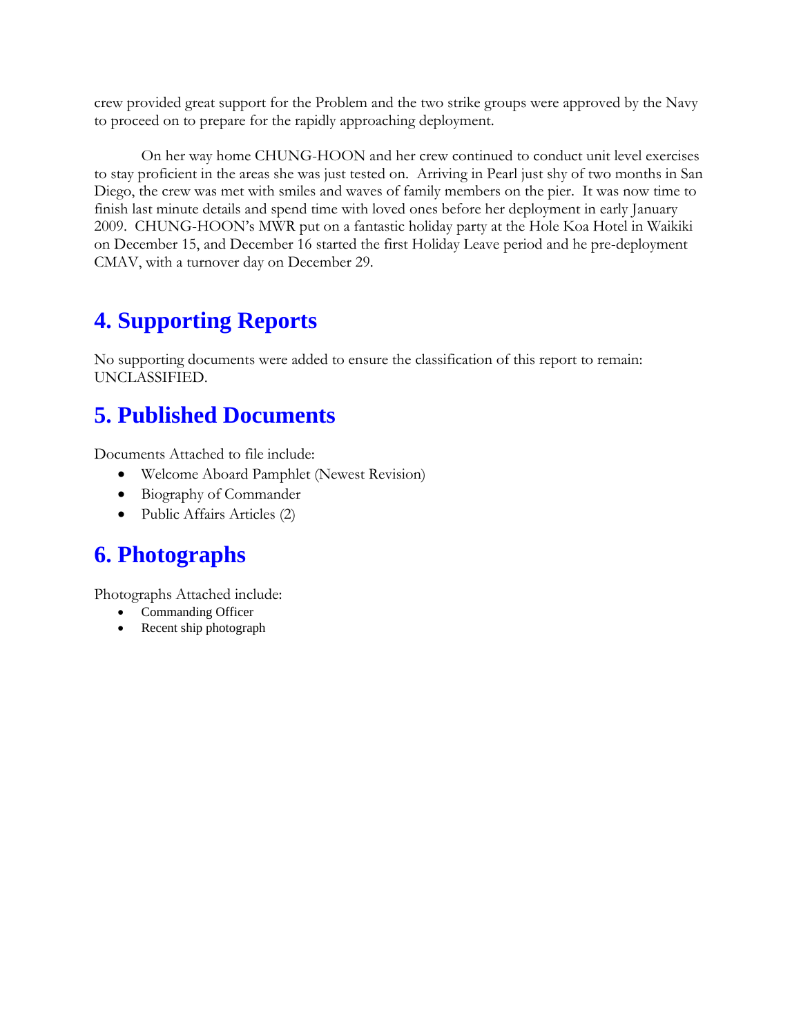crew provided great support for the Problem and the two strike groups were approved by the Navy to proceed on to prepare for the rapidly approaching deployment.

On her way home CHUNG-HOON and her crew continued to conduct unit level exercises to stay proficient in the areas she was just tested on. Arriving in Pearl just shy of two months in San Diego, the crew was met with smiles and waves of family members on the pier. It was now time to finish last minute details and spend time with loved ones before her deployment in early January 2009. CHUNG-HOON's MWR put on a fantastic holiday party at the Hole Koa Hotel in Waikiki on December 15, and December 16 started the first Holiday Leave period and he pre-deployment CMAV, with a turnover day on December 29.

## 4. Supporting Reports

No supporting documents were added to ensure the classification of this report to remain: UNCLASSIFIED.

## 5. Published Documents

Documents Attached to file include:

- Welcome Aboard Pamphlet (Newest Revision)
- Biography of Commander
- Public Affairs Articles (2)

## 6. Photographs

Photographs Attached include:

- Commanding Officer
- Recent ship photograph